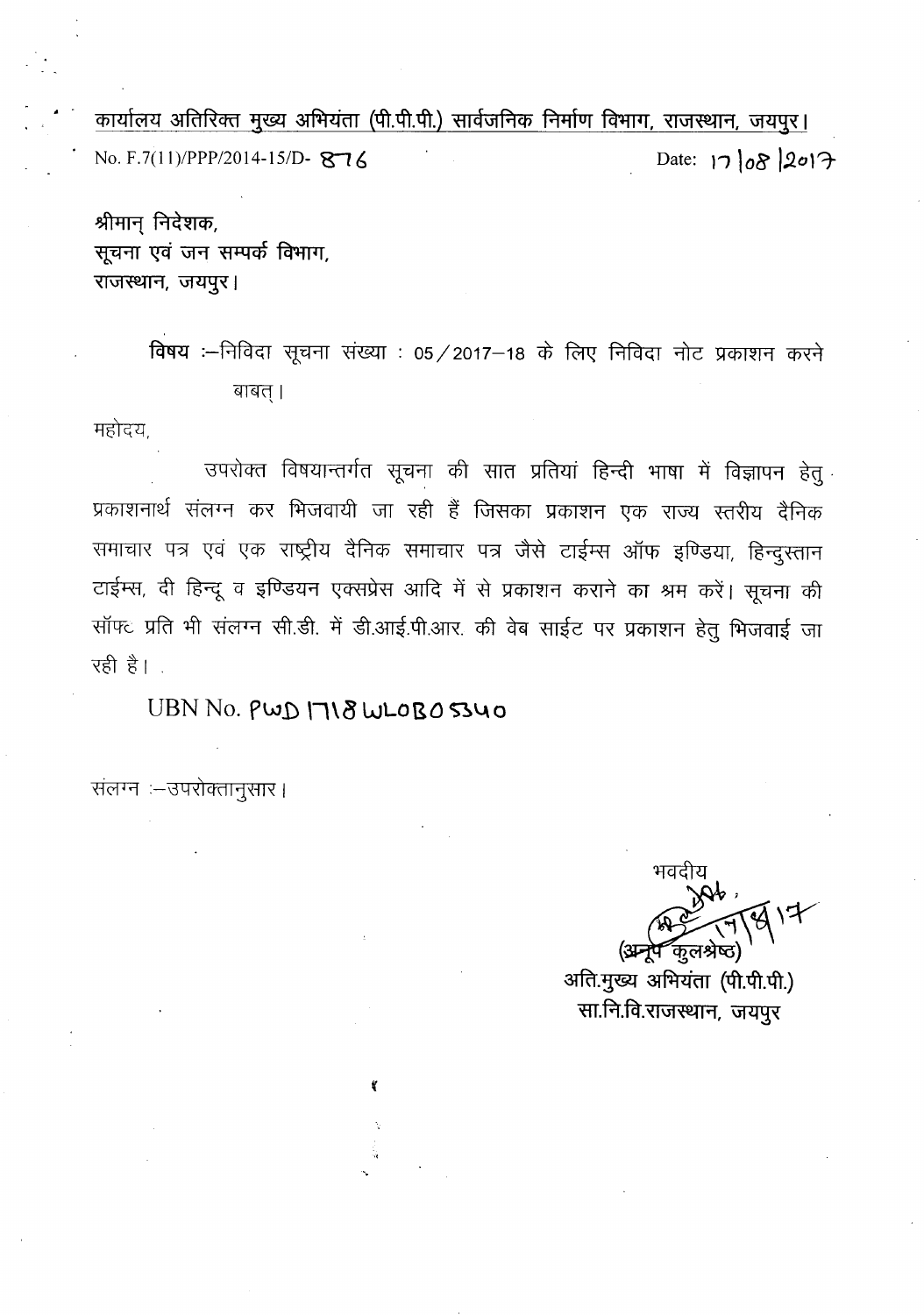<u>कार्यालय अतिरिक्त मुख्य अभियंता (पी.पी.पी.) सार्वजनिक निर्माण विभाग, राजस्थान, जयपुर।</u>

No. F.7(11)/PPP/2014-15/D- 876 Date: 17/08/2017

श्रीमान् निदेशक,
सूचना एवं जन सम्पर्क विभाग,
राजस्थान, जयपुर।

**विषय** :–निविदा सूचना संख्या : 05/2017–18 के लिए निविदा नोट प्रकाशन करने बाबत्।

महोदय,

उपरोक्त विषयान्तर्गत सूचना की सात प्रतियां हिन्दी भाषा में विज्ञापन हेतु प्रकाशनार्थ संलग्न कर भिजवायी जा रही हैं जिसका प्रकाशन एक राज्य स्तरीय दैनिक समाचार पत्र एवं एक राष्ट्रीय दैनिक समाचार पत्र जैसे टाईम्स ऑफ इण्डिया, हिन्दुस्तान टाईम्स, दी हिन्दू व इण्डियन एक्सप्रेस आदि में से प्रकाशन कराने का श्रम करें। सूचना की सॉफ्ट प्रति भी संलग्न सी.डी. में डी.आई.पी.आर. की वेब साईट पर प्रकाशन हेतु भिजवाई जा रही है।

UBN No. PWD1718WLOB05340

संलग्न :–उपरोक्तानुसार।

भवदीय

17/8/17

(अनूप कुलश्रेष्ठ)
अति.मुख्य अभियंता (पी.पी.पी.)
सा.नि.वि.राजस्थान, जयपुर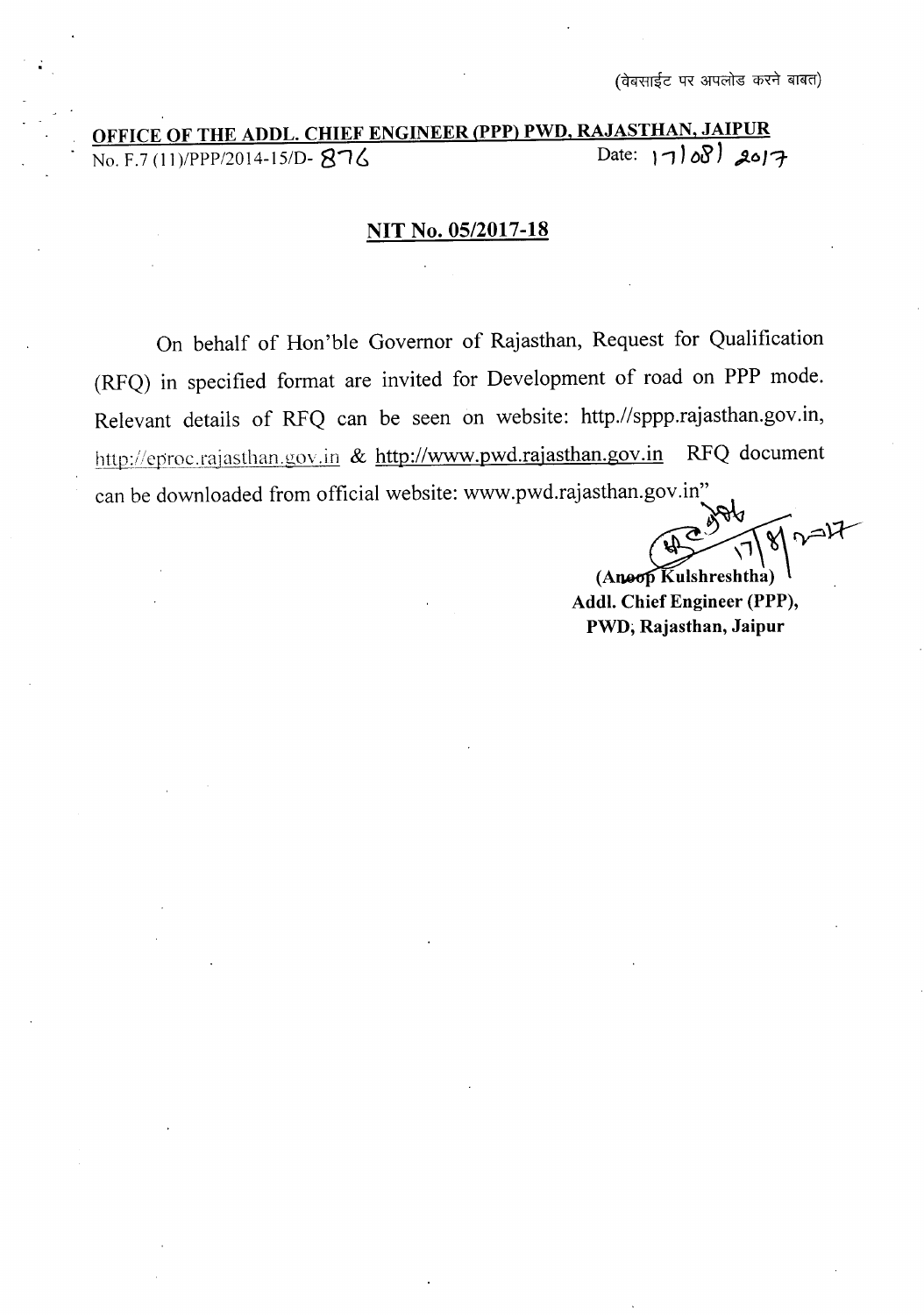(वेबसाईट पर अपलोड करने बाबत)

**OFFICE OF THE ADDL. CHIEF ENGINEER (PPP) PWD, RAJASTHAN, JAIPUR**

No. F.7 (11)/PPP/2014-15/D- 876 Date: 17/08/2017

## NIT No. 05/2017-18

On behalf of Hon'ble Governor of Rajasthan, Request for Qualification (RFQ) in specified format are invited for Development of road on PPP mode. Relevant details of RFQ can be seen on website: http.//sppp.rajasthan.gov.in, http://eproc.rajasthan.gov.in & http://www.pwd.rajasthan.gov.in RFQ document can be downloaded from official website: www.pwd.rajasthan.gov.in"

17/8/2017

**(Anoop Kulshreshtha)**
**Addl. Chief Engineer (PPP),**
**PWD, Rajasthan, Jaipur**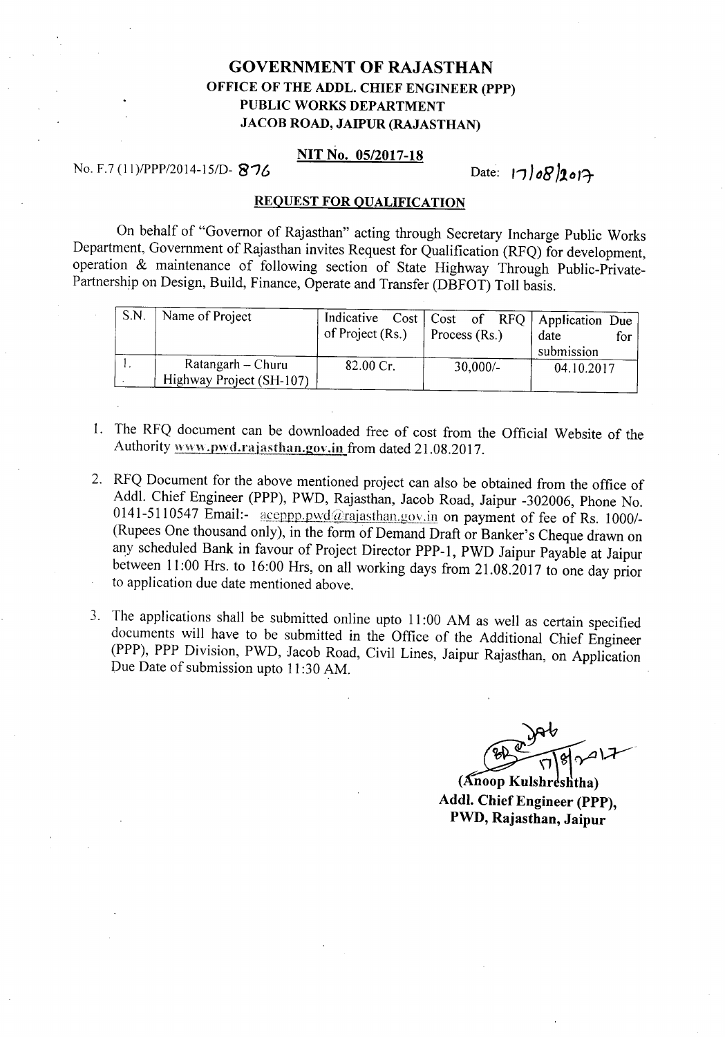# GOVERNMENT OF RAJASTHAN

## OFFICE OF THE ADDL. CHIEF ENGINEER (PPP)
## PUBLIC WORKS DEPARTMENT
## JACOB ROAD, JAIPUR (RAJASTHAN)

**NIT No. 05/2017-18**

No. F.7 (11)/PPP/2014-15/D- 876 Date: 17/08/2017

**REQUEST FOR QUALIFICATION**

On behalf of "Governor of Rajasthan" acting through Secretary Incharge Public Works Department, Government of Rajasthan invites Request for Qualification (RFQ) for development, operation & maintenance of following section of State Highway Through Public-Private-Partnership on Design, Build, Finance, Operate and Transfer (DBFOT) Toll basis.

| S.N. | Name of Project | Indicative Cost of Project (Rs.) | Cost of RFQ Process (Rs.) | Application Due date for submission |
|---|---|---|---|---|
| 1. | Ratangarh – Churu Highway Project (SH-107) | 82.00 Cr. | 30,000/- | 04.10.2017 |

1. The RFQ document can be downloaded free of cost from the Official Website of the Authority www.pwd.rajasthan.gov.in from dated 21.08.2017.
2. RFQ Document for the above mentioned project can also be obtained from the office of Addl. Chief Engineer (PPP), PWD, Rajasthan, Jacob Road, Jaipur -302006, Phone No. 0141-5110547 Email:- aceppp.pwd@rajasthan.gov.in on payment of fee of Rs. 1000/- (Rupees One thousand only), in the form of Demand Draft or Banker's Cheque drawn on any scheduled Bank in favour of Project Director PPP-1, PWD Jaipur Payable at Jaipur between 11:00 Hrs. to 16:00 Hrs, on all working days from 21.08.2017 to one day prior to application due date mentioned above.
3. The applications shall be submitted online upto 11:00 AM as well as certain specified documents will have to be submitted in the Office of the Additional Chief Engineer (PPP), PPP Division, PWD, Jacob Road, Civil Lines, Jaipur Rajasthan, on Application Due Date of submission upto 11:30 AM.

17/8/2017

**(Anoop Kulshreshtha)**
**Addl. Chief Engineer (PPP),**
**PWD, Rajasthan, Jaipur**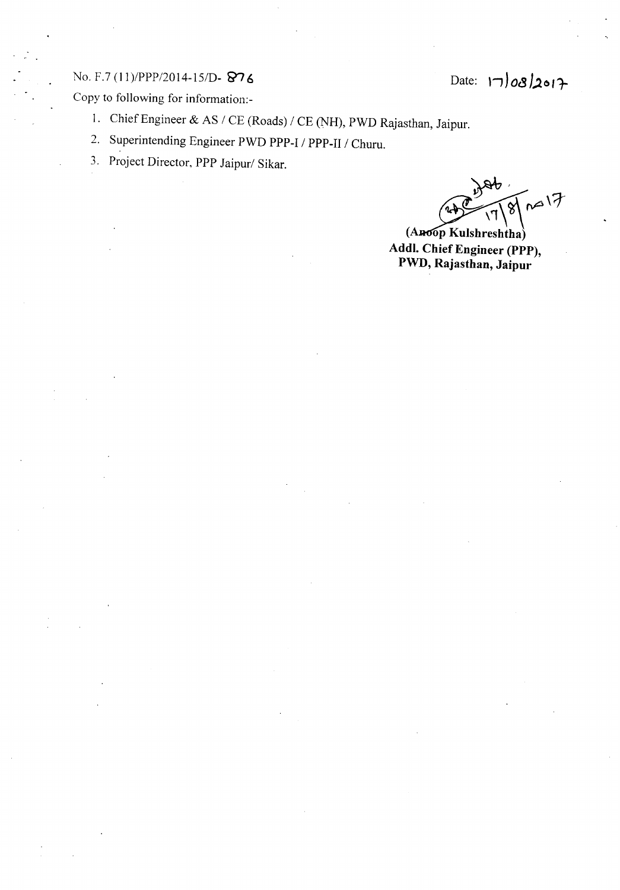No. F.7 (11)/PPP/2014-15/D- 876

Date: 17/08/2017

Copy to following for information:-

1. Chief Engineer & AS / CE (Roads) / CE (NH), PWD Rajasthan, Jaipur.
2. Superintending Engineer PWD PPP-I / PPP-II / Churu.
3. Project Director, PPP Jaipur/ Sikar.

17/8/2017

**(Anoop Kulshreshtha)**
**Addl. Chief Engineer (PPP),**
**PWD, Rajasthan, Jaipur**